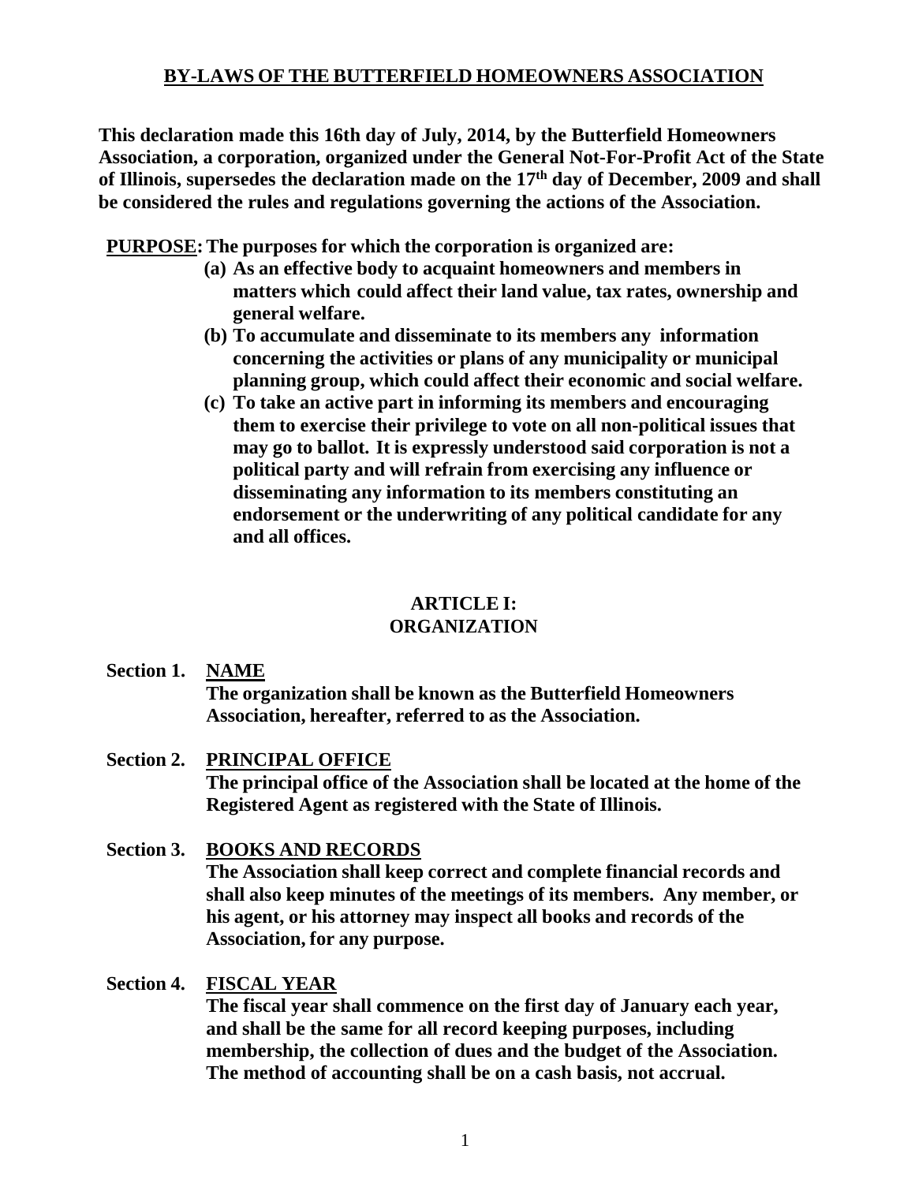# BY-LAWS OF THE BUTTERFIELD HOMEOWNERS ASSOCIATION

**This declaration made this 16th day of July, 2014, by the Butterfield Homeowners Association, a corporation, organized under the General Not-For-Profit Act of the State of Illinois, supersedes the declaration made on the 17th day of December, 2009 and shall be considered the rules and regulations governing the actions of the Association.**

**PURPOSE: The purposes for which the corporation is organized are:**

**(a) As an effective body to acquaint homeowners and members in matters which could affect their land value, tax rates, ownership and general welfare.**

**(b) To accumulate and disseminate to its members any information concerning the activities or plans of any municipality or municipal planning group, which could affect their economic and social welfare.**

**(c) To take an active part in informing its members and encouraging them to exercise their privilege to vote on all non-political issues that may go to ballot. It is expressly understood said corporation is not a political party and will refrain from exercising any influence or disseminating any information to its members constituting an endorsement or the underwriting of any political candidate for any and all offices.**

## ARTICLE I: ORGANIZATION

**Section 1. NAME**

**The organization shall be known as the Butterfield Homeowners Association, hereafter, referred to as the Association.**

**Section 2. PRINCIPAL OFFICE**

**The principal office of the Association shall be located at the home of the Registered Agent as registered with the State of Illinois.**

**Section 3. BOOKS AND RECORDS**

**The Association shall keep correct and complete financial records and shall also keep minutes of the meetings of its members. Any member, or his agent, or his attorney may inspect all books and records of the Association, for any purpose.**

**Section 4. FISCAL YEAR**

**The fiscal year shall commence on the first day of January each year, and shall be the same for all record keeping purposes, including membership, the collection of dues and the budget of the Association. The method of accounting shall be on a cash basis, not accrual.**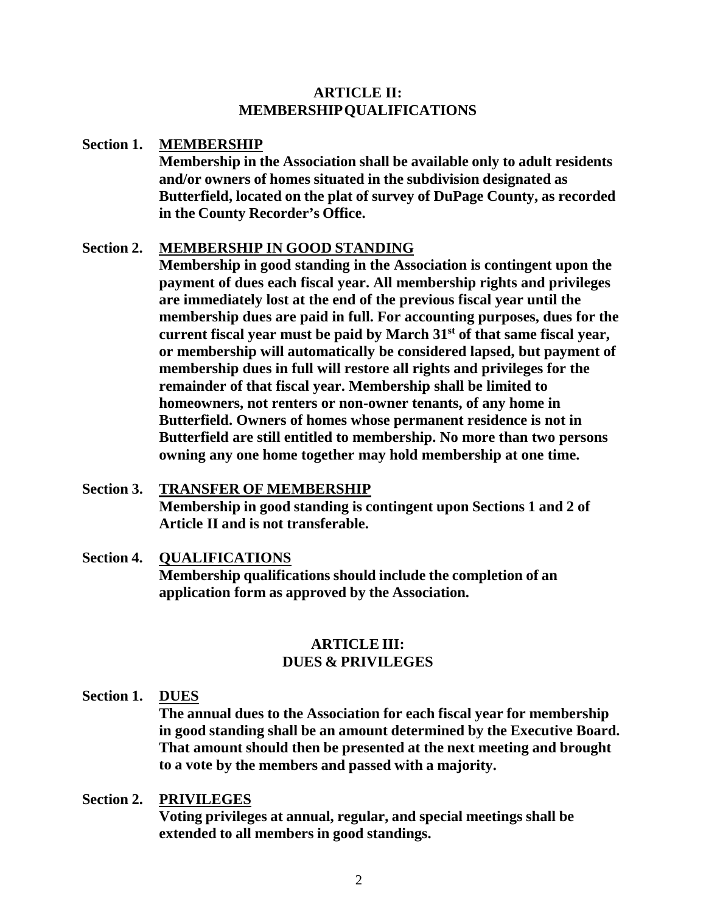## ARTICLE II: MEMBERSHIP QUALIFICATIONS

**Section 1. MEMBERSHIP**

**Membership in the Association shall be available only to adult residents and/or owners of homes situated in the subdivision designated as Butterfield, located on the plat of survey of DuPage County, as recorded in the County Recorder's Office.**

**Section 2. MEMBERSHIP IN GOOD STANDING**

**Membership in good standing in the Association is contingent upon the payment of dues each fiscal year. All membership rights and privileges are immediately lost at the end of the previous fiscal year until the membership dues are paid in full. For accounting purposes, dues for the current fiscal year must be paid by March 31st of that same fiscal year, or membership will automatically be considered lapsed, but payment of membership dues in full will restore all rights and privileges for the remainder of that fiscal year. Membership shall be limited to homeowners, not renters or non-owner tenants, of any home in Butterfield. Owners of homes whose permanent residence is not in Butterfield are still entitled to membership. No more than two persons owning any one home together may hold membership at one time.**

**Section 3. TRANSFER OF MEMBERSHIP**

**Membership in good standing is contingent upon Sections 1 and 2 of Article II and is not transferable.**

**Section 4. QUALIFICATIONS**

**Membership qualifications should include the completion of an application form as approved by the Association.**

## ARTICLE III: DUES & PRIVILEGES

**Section 1. DUES**

**The annual dues to the Association for each fiscal year for membership in good standing shall be an amount determined by the Executive Board. That amount should then be presented at the next meeting and brought to a vote by the members and passed with a majority.**

**Section 2. PRIVILEGES**

**Voting privileges at annual, regular, and special meetings shall be extended to all members in good standings.**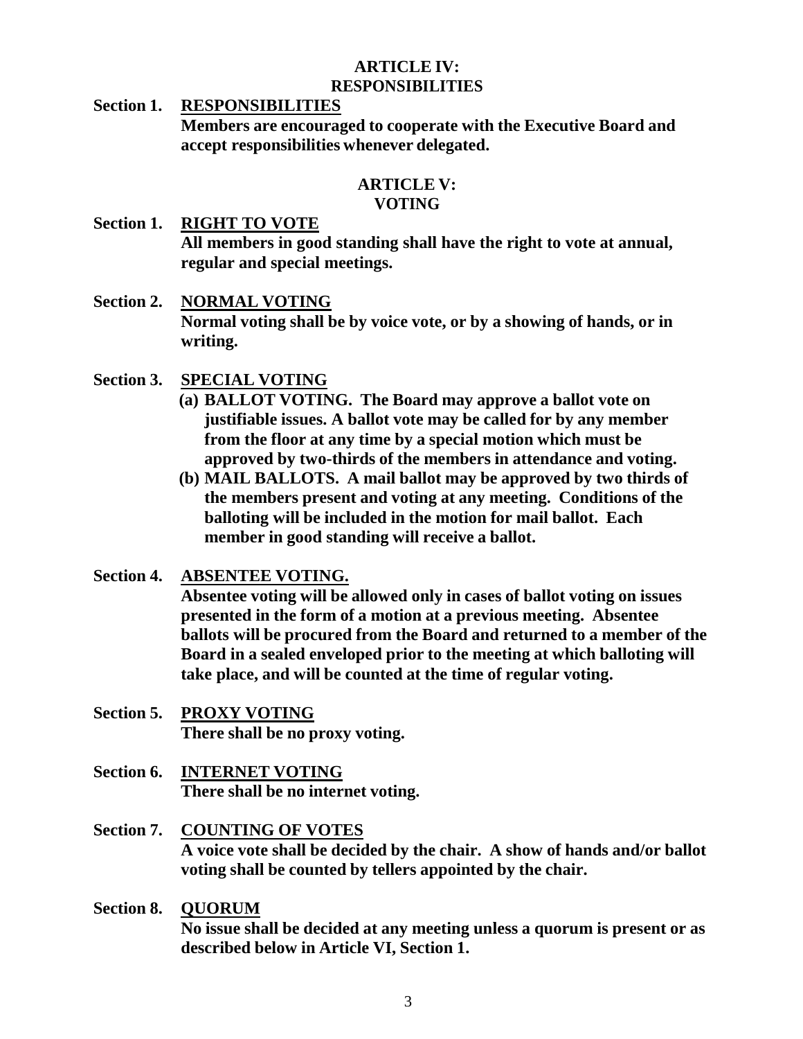## ARTICLE IV: RESPONSIBILITIES

**Section 1. RESPONSIBILITIES**

**Members are encouraged to cooperate with the Executive Board and accept responsibilities whenever delegated.**

## ARTICLE V: VOTING

**Section 1. RIGHT TO VOTE**

**All members in good standing shall have the right to vote at annual, regular and special meetings.**

**Section 2. NORMAL VOTING**

**Normal voting shall be by voice vote, or by a showing of hands, or in writing.**

**Section 3. SPECIAL VOTING**

**(a) BALLOT VOTING. The Board may approve a ballot vote on justifiable issues. A ballot vote may be called for by any member from the floor at any time by a special motion which must be approved by two-thirds of the members in attendance and voting.**

**(b) MAIL BALLOTS. A mail ballot may be approved by two thirds of the members present and voting at any meeting. Conditions of the balloting will be included in the motion for mail ballot. Each member in good standing will receive a ballot.**

**Section 4. ABSENTEE VOTING.**

**Absentee voting will be allowed only in cases of ballot voting on issues presented in the form of a motion at a previous meeting. Absentee ballots will be procured from the Board and returned to a member of the Board in a sealed enveloped prior to the meeting at which balloting will take place, and will be counted at the time of regular voting.**

**Section 5. PROXY VOTING**

**There shall be no proxy voting.**

**Section 6. INTERNET VOTING**

**There shall be no internet voting.**

**Section 7. COUNTING OF VOTES**

**A voice vote shall be decided by the chair. A show of hands and/or ballot voting shall be counted by tellers appointed by the chair.**

**Section 8. QUORUM**

**No issue shall be decided at any meeting unless a quorum is present or as described below in Article VI, Section 1.**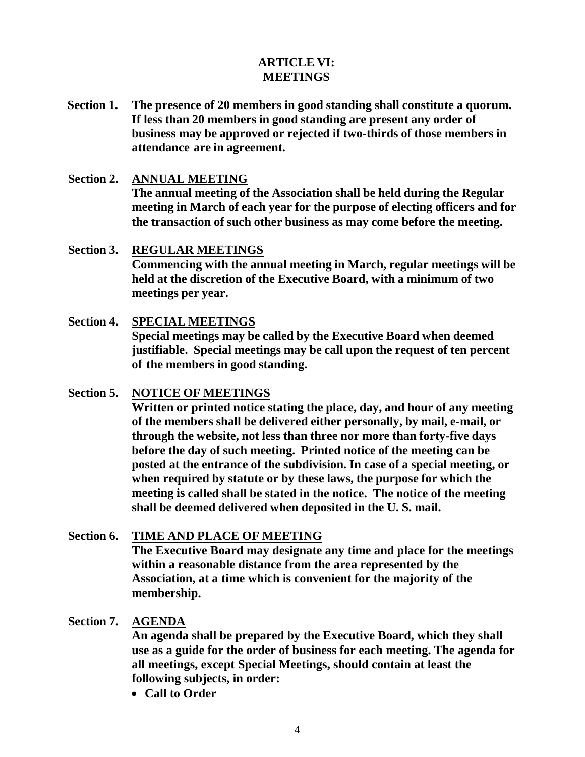## ARTICLE VI:
## MEETINGS

**Section 1.** **The presence of 20 members in good standing shall constitute a quorum. If less than 20 members in good standing are present any order of business may be approved or rejected if two-thirds of those members in attendance are in agreement.**

**Section 2.** **ANNUAL MEETING**
**The annual meeting of the Association shall be held during the Regular meeting in March of each year for the purpose of electing officers and for the transaction of such other business as may come before the meeting.**

**Section 3.** **REGULAR MEETINGS**
**Commencing with the annual meeting in March, regular meetings will be held at the discretion of the Executive Board, with a minimum of two meetings per year.**

**Section 4.** **SPECIAL MEETINGS**
**Special meetings may be called by the Executive Board when deemed justifiable. Special meetings may be call upon the request of ten percent of the members in good standing.**

**Section 5.** **NOTICE OF MEETINGS**
**Written or printed notice stating the place, day, and hour of any meeting of the members shall be delivered either personally, by mail, e-mail, or through the website, not less than three nor more than forty-five days before the day of such meeting. Printed notice of the meeting can be posted at the entrance of the subdivision. In case of a special meeting, or when required by statute or by these laws, the purpose for which the meeting is called shall be stated in the notice. The notice of the meeting shall be deemed delivered when deposited in the U. S. mail.**

**Section 6.** **TIME AND PLACE OF MEETING**
**The Executive Board may designate any time and place for the meetings within a reasonable distance from the area represented by the Association, at a time which is convenient for the majority of the membership.**

**Section 7.** **AGENDA**
**An agenda shall be prepared by the Executive Board, which they shall use as a guide for the order of business for each meeting. The agenda for all meetings, except Special Meetings, should contain at least the following subjects, in order:**

- **Call to Order**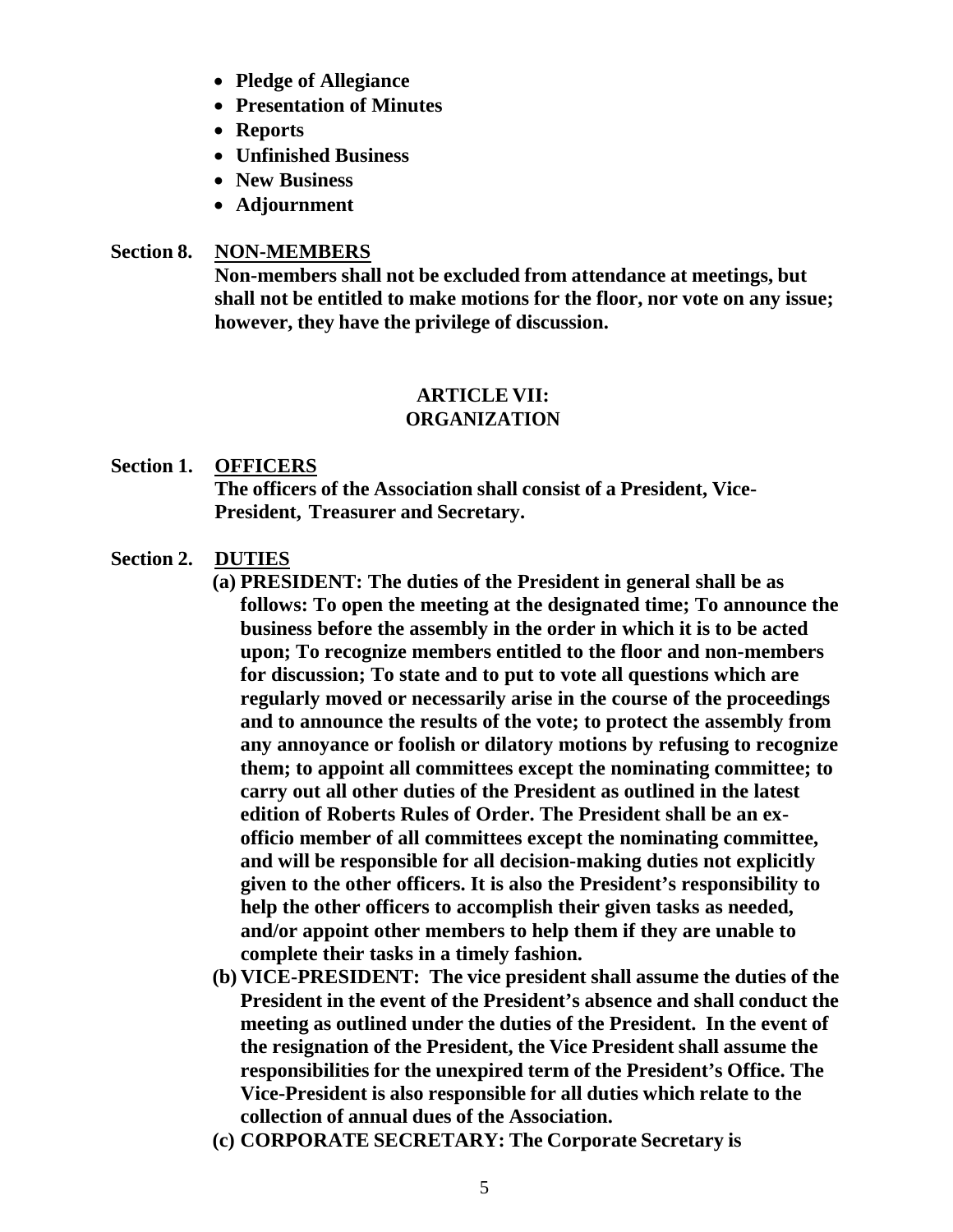- **Pledge of Allegiance**
- **Presentation of Minutes**
- **Reports**
- **Unfinished Business**
- **New Business**
- **Adjournment**

**Section 8. <u>NON-MEMBERS</u>**

**Non-members shall not be excluded from attendance at meetings, but shall not be entitled to make motions for the floor, nor vote on any issue; however, they have the privilege of discussion.**

## ARTICLE VII: ORGANIZATION

**Section 1. <u>OFFICERS</u>**

**The officers of the Association shall consist of a President, Vice-President, Treasurer and Secretary.**

**Section 2. <u>DUTIES</u>**

**(a) PRESIDENT: The duties of the President in general shall be as follows: To open the meeting at the designated time; To announce the business before the assembly in the order in which it is to be acted upon; To recognize members entitled to the floor and non-members for discussion; To state and to put to vote all questions which are regularly moved or necessarily arise in the course of the proceedings and to announce the results of the vote; to protect the assembly from any annoyance or foolish or dilatory motions by refusing to recognize them; to appoint all committees except the nominating committee; to carry out all other duties of the President as outlined in the latest edition of Roberts Rules of Order. The President shall be an ex-officio member of all committees except the nominating committee, and will be responsible for all decision-making duties not explicitly given to the other officers. It is also the President's responsibility to help the other officers to accomplish their given tasks as needed, and/or appoint other members to help them if they are unable to complete their tasks in a timely fashion.**

**(b) VICE-PRESIDENT: The vice president shall assume the duties of the President in the event of the President's absence and shall conduct the meeting as outlined under the duties of the President. In the event of the resignation of the President, the Vice President shall assume the responsibilities for the unexpired term of the President's Office. The Vice-President is also responsible for all duties which relate to the collection of annual dues of the Association.**

**(c) CORPORATE SECRETARY: The Corporate Secretary is**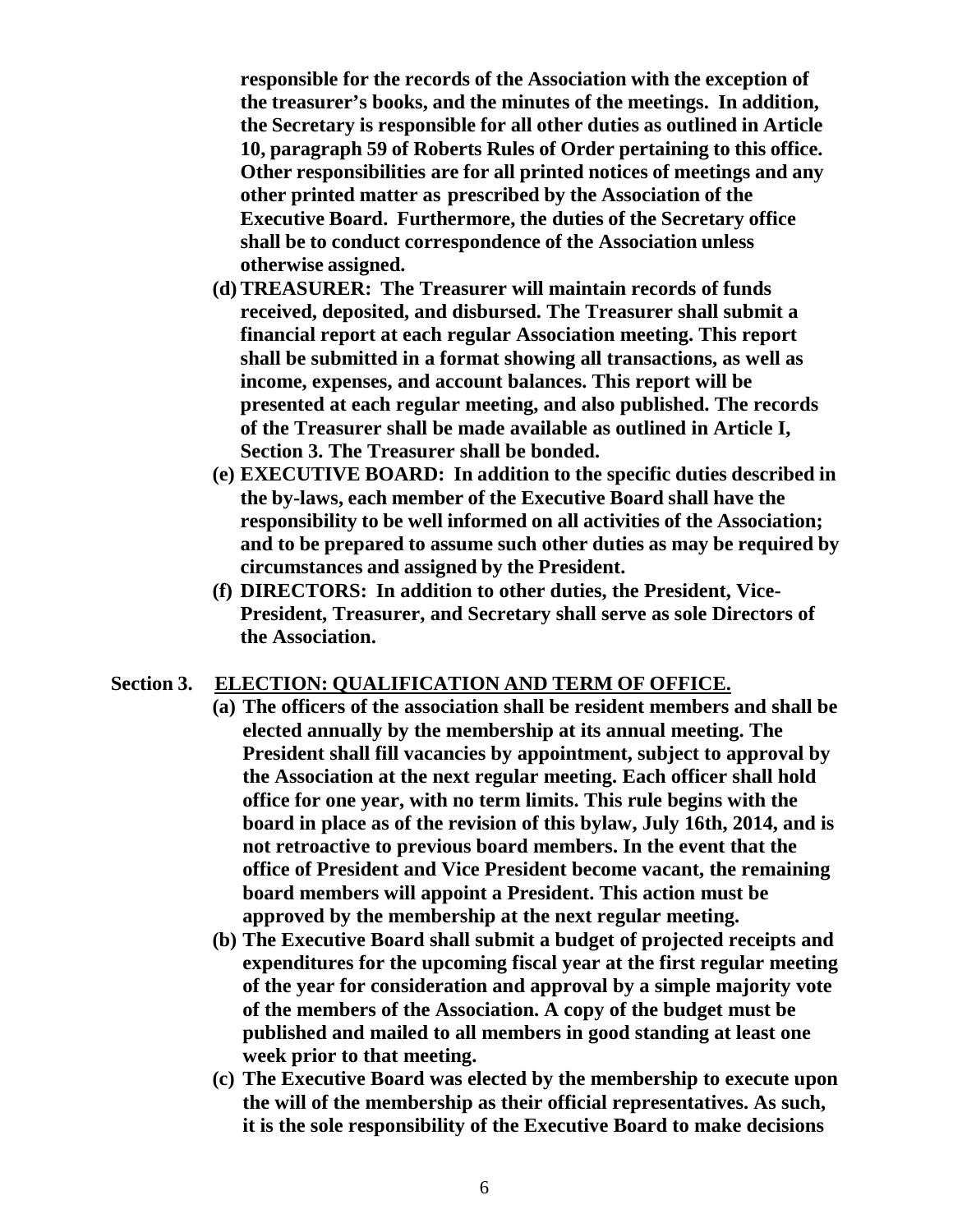**responsible for the records of the Association with the exception of the treasurer's books, and the minutes of the meetings. In addition, the Secretary is responsible for all other duties as outlined in Article 10, paragraph 59 of Roberts Rules of Order pertaining to this office. Other responsibilities are for all printed notices of meetings and any other printed matter as prescribed by the Association of the Executive Board. Furthermore, the duties of the Secretary office shall be to conduct correspondence of the Association unless otherwise assigned.**

**(d) TREASURER: The Treasurer will maintain records of funds received, deposited, and disbursed. The Treasurer shall submit a financial report at each regular Association meeting. This report shall be submitted in a format showing all transactions, as well as income, expenses, and account balances. This report will be presented at each regular meeting, and also published. The records of the Treasurer shall be made available as outlined in Article I, Section 3. The Treasurer shall be bonded.**

**(e) EXECUTIVE BOARD: In addition to the specific duties described in the by-laws, each member of the Executive Board shall have the responsibility to be well informed on all activities of the Association; and to be prepared to assume such other duties as may be required by circumstances and assigned by the President.**

**(f) DIRECTORS: In addition to other duties, the President, Vice-President, Treasurer, and Secretary shall serve as sole Directors of the Association.**

**Section 3. <u>ELECTION: QUALIFICATION AND TERM OF OFFICE.</u>**

**(a) The officers of the association shall be resident members and shall be elected annually by the membership at its annual meeting. The President shall fill vacancies by appointment, subject to approval by the Association at the next regular meeting. Each officer shall hold office for one year, with no term limits. This rule begins with the board in place as of the revision of this bylaw, July 16th, 2014, and is not retroactive to previous board members. In the event that the office of President and Vice President become vacant, the remaining board members will appoint a President. This action must be approved by the membership at the next regular meeting.**

**(b) The Executive Board shall submit a budget of projected receipts and expenditures for the upcoming fiscal year at the first regular meeting of the year for consideration and approval by a simple majority vote of the members of the Association. A copy of the budget must be published and mailed to all members in good standing at least one week prior to that meeting.**

**(c) The Executive Board was elected by the membership to execute upon the will of the membership as their official representatives. As such, it is the sole responsibility of the Executive Board to make decisions**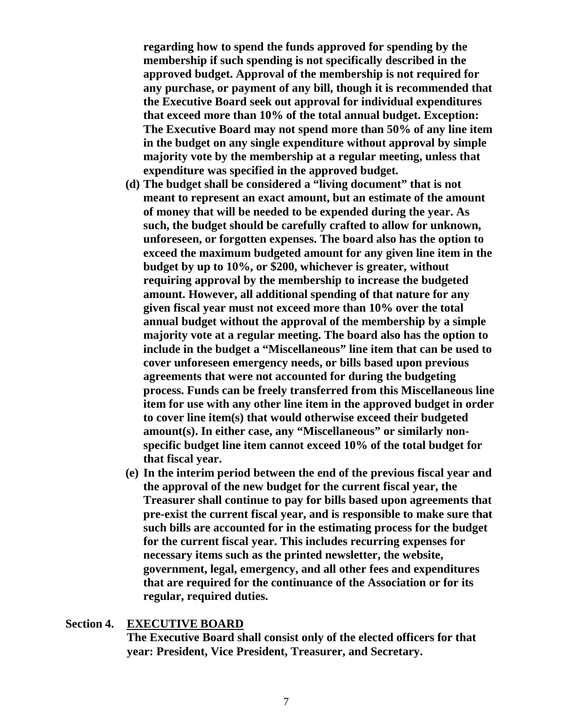**regarding how to spend the funds approved for spending by the membership if such spending is not specifically described in the approved budget. Approval of the membership is not required for any purchase, or payment of any bill, though it is recommended that the Executive Board seek out approval for individual expenditures that exceed more than 10% of the total annual budget. Exception: The Executive Board may not spend more than 50% of any line item in the budget on any single expenditure without approval by simple majority vote by the membership at a regular meeting, unless that expenditure was specified in the approved budget.**

**(d) The budget shall be considered a "living document" that is not meant to represent an exact amount, but an estimate of the amount of money that will be needed to be expended during the year. As such, the budget should be carefully crafted to allow for unknown, unforeseen, or forgotten expenses. The board also has the option to exceed the maximum budgeted amount for any given line item in the budget by up to 10%, or $200, whichever is greater, without requiring approval by the membership to increase the budgeted amount. However, all additional spending of that nature for any given fiscal year must not exceed more than 10% over the total annual budget without the approval of the membership by a simple majority vote at a regular meeting. The board also has the option to include in the budget a "Miscellaneous" line item that can be used to cover unforeseen emergency needs, or bills based upon previous agreements that were not accounted for during the budgeting process. Funds can be freely transferred from this Miscellaneous line item for use with any other line item in the approved budget in order to cover line item(s) that would otherwise exceed their budgeted amount(s). In either case, any "Miscellaneous" or similarly non-specific budget line item cannot exceed 10% of the total budget for that fiscal year.**

**(e) In the interim period between the end of the previous fiscal year and the approval of the new budget for the current fiscal year, the Treasurer shall continue to pay for bills based upon agreements that pre-exist the current fiscal year, and is responsible to make sure that such bills are accounted for in the estimating process for the budget for the current fiscal year. This includes recurring expenses for necessary items such as the printed newsletter, the website, government, legal, emergency, and all other fees and expenditures that are required for the continuance of the Association or for its regular, required duties.**

**Section 4. <u>EXECUTIVE BOARD</u>**

**The Executive Board shall consist only of the elected officers for that year: President, Vice President, Treasurer, and Secretary.**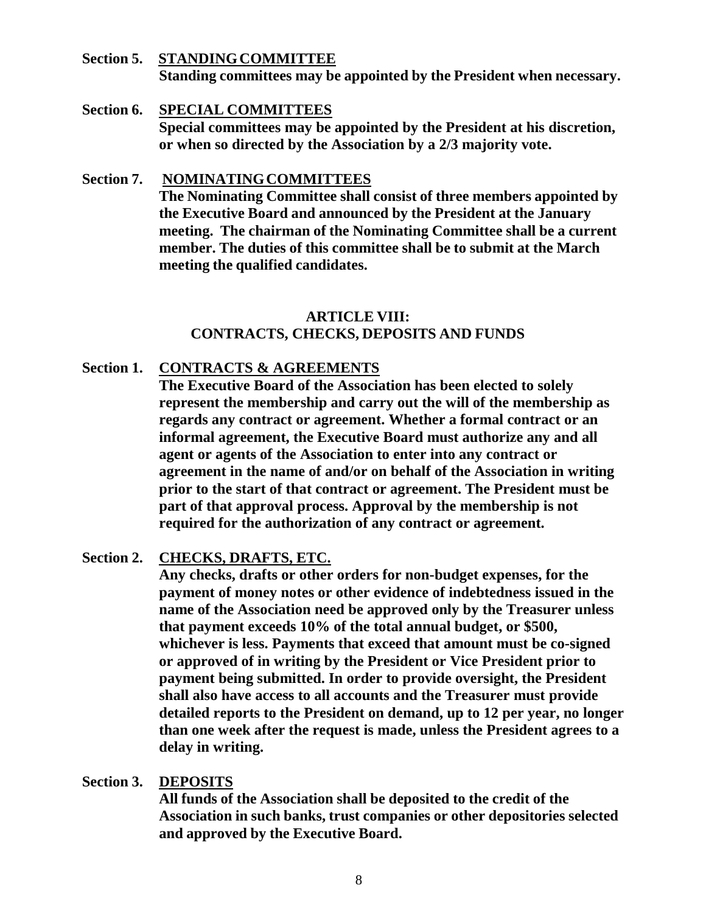**Section 5. STANDING COMMITTEE**

**Standing committees may be appointed by the President when necessary.**

**Section 6. SPECIAL COMMITTEES**

**Special committees may be appointed by the President at his discretion, or when so directed by the Association by a 2/3 majority vote.**

**Section 7. NOMINATING COMMITTEES**

**The Nominating Committee shall consist of three members appointed by the Executive Board and announced by the President at the January meeting. The chairman of the Nominating Committee shall be a current member. The duties of this committee shall be to submit at the March meeting the qualified candidates.**

## ARTICLE VIII: CONTRACTS, CHECKS, DEPOSITS AND FUNDS

**Section 1. CONTRACTS & AGREEMENTS**

**The Executive Board of the Association has been elected to solely represent the membership and carry out the will of the membership as regards any contract or agreement. Whether a formal contract or an informal agreement, the Executive Board must authorize any and all agent or agents of the Association to enter into any contract or agreement in the name of and/or on behalf of the Association in writing prior to the start of that contract or agreement. The President must be part of that approval process. Approval by the membership is not required for the authorization of any contract or agreement.**

**Section 2. CHECKS, DRAFTS, ETC.**

**Any checks, drafts or other orders for non-budget expenses, for the payment of money notes or other evidence of indebtedness issued in the name of the Association need be approved only by the Treasurer unless that payment exceeds 10% of the total annual budget, or $500, whichever is less. Payments that exceed that amount must be co-signed or approved of in writing by the President or Vice President prior to payment being submitted. In order to provide oversight, the President shall also have access to all accounts and the Treasurer must provide detailed reports to the President on demand, up to 12 per year, no longer than one week after the request is made, unless the President agrees to a delay in writing.**

**Section 3. DEPOSITS**

**All funds of the Association shall be deposited to the credit of the Association in such banks, trust companies or other depositories selected and approved by the Executive Board.**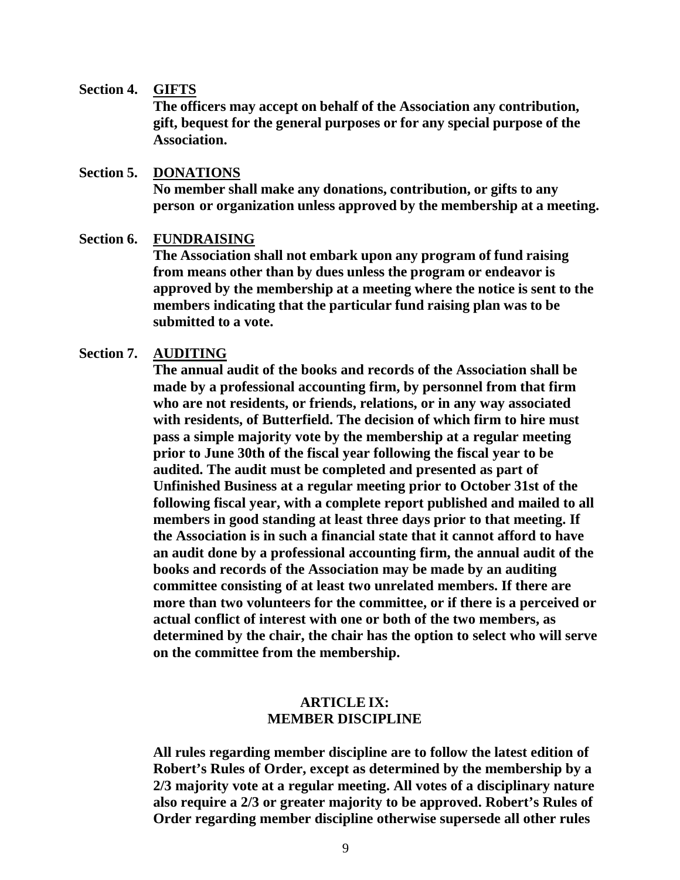**Section 4. <u>GIFTS</u>**

**The officers may accept on behalf of the Association any contribution, gift, bequest for the general purposes or for any special purpose of the Association.**

**Section 5. <u>DONATIONS</u>**

**No member shall make any donations, contribution, or gifts to any person or organization unless approved by the membership at a meeting.**

**Section 6. <u>FUNDRAISING</u>**

**The Association shall not embark upon any program of fund raising from means other than by dues unless the program or endeavor is approved by the membership at a meeting where the notice is sent to the members indicating that the particular fund raising plan was to be submitted to a vote.**

**Section 7. <u>AUDITING</u>**

**The annual audit of the books and records of the Association shall be made by a professional accounting firm, by personnel from that firm who are not residents, or friends, relations, or in any way associated with residents, of Butterfield. The decision of which firm to hire must pass a simple majority vote by the membership at a regular meeting prior to June 30th of the fiscal year following the fiscal year to be audited. The audit must be completed and presented as part of Unfinished Business at a regular meeting prior to October 31st of the following fiscal year, with a complete report published and mailed to all members in good standing at least three days prior to that meeting. If the Association is in such a financial state that it cannot afford to have an audit done by a professional accounting firm, the annual audit of the books and records of the Association may be made by an auditing committee consisting of at least two unrelated members. If there are more than two volunteers for the committee, or if there is a perceived or actual conflict of interest with one or both of the two members, as determined by the chair, the chair has the option to select who will serve on the committee from the membership.**

## ARTICLE IX: MEMBER DISCIPLINE

**All rules regarding member discipline are to follow the latest edition of Robert's Rules of Order, except as determined by the membership by a 2/3 majority vote at a regular meeting. All votes of a disciplinary nature also require a 2/3 or greater majority to be approved. Robert's Rules of Order regarding member discipline otherwise supersede all other rules**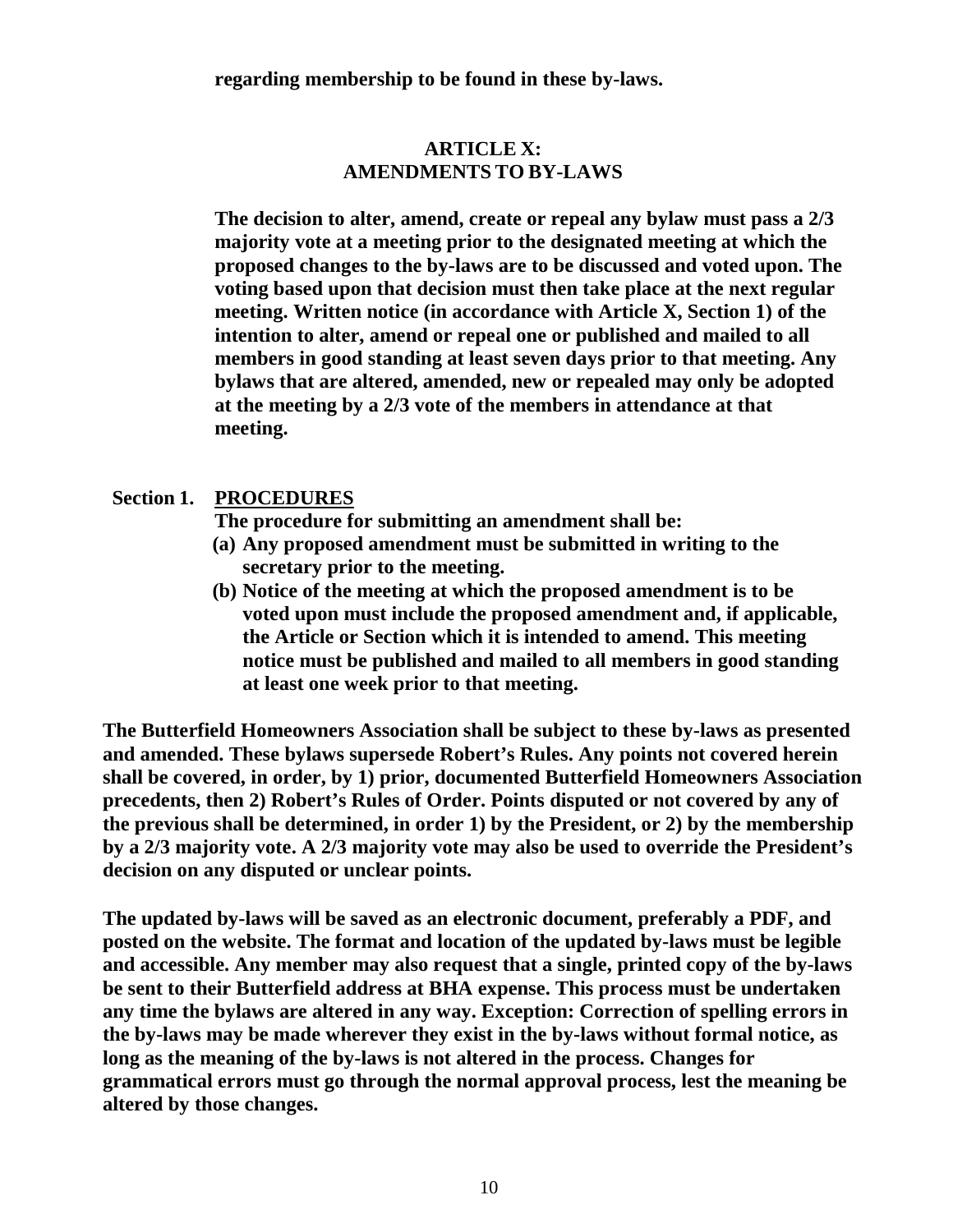**regarding membership to be found in these by-laws.**

## ARTICLE X:
## AMENDMENTS TO BY-LAWS

**The decision to alter, amend, create or repeal any bylaw must pass a 2/3 majority vote at a meeting prior to the designated meeting at which the proposed changes to the by-laws are to be discussed and voted upon. The voting based upon that decision must then take place at the next regular meeting. Written notice (in accordance with Article X, Section 1) of the intention to alter, amend or repeal one or published and mailed to all members in good standing at least seven days prior to that meeting. Any bylaws that are altered, amended, new or repealed may only be adopted at the meeting by a 2/3 vote of the members in attendance at that meeting.**

**Section 1. PROCEDURES**

**The procedure for submitting an amendment shall be:**

**(a) Any proposed amendment must be submitted in writing to the secretary prior to the meeting.**

**(b) Notice of the meeting at which the proposed amendment is to be voted upon must include the proposed amendment and, if applicable, the Article or Section which it is intended to amend. This meeting notice must be published and mailed to all members in good standing at least one week prior to that meeting.**

**The Butterfield Homeowners Association shall be subject to these by-laws as presented and amended. These bylaws supersede Robert's Rules. Any points not covered herein shall be covered, in order, by 1) prior, documented Butterfield Homeowners Association precedents, then 2) Robert's Rules of Order. Points disputed or not covered by any of the previous shall be determined, in order 1) by the President, or 2) by the membership by a 2/3 majority vote. A 2/3 majority vote may also be used to override the President's decision on any disputed or unclear points.**

**The updated by-laws will be saved as an electronic document, preferably a PDF, and posted on the website. The format and location of the updated by-laws must be legible and accessible. Any member may also request that a single, printed copy of the by-laws be sent to their Butterfield address at BHA expense. This process must be undertaken any time the bylaws are altered in any way. Exception: Correction of spelling errors in the by-laws may be made wherever they exist in the by-laws without formal notice, as long as the meaning of the by-laws is not altered in the process. Changes for grammatical errors must go through the normal approval process, lest the meaning be altered by those changes.**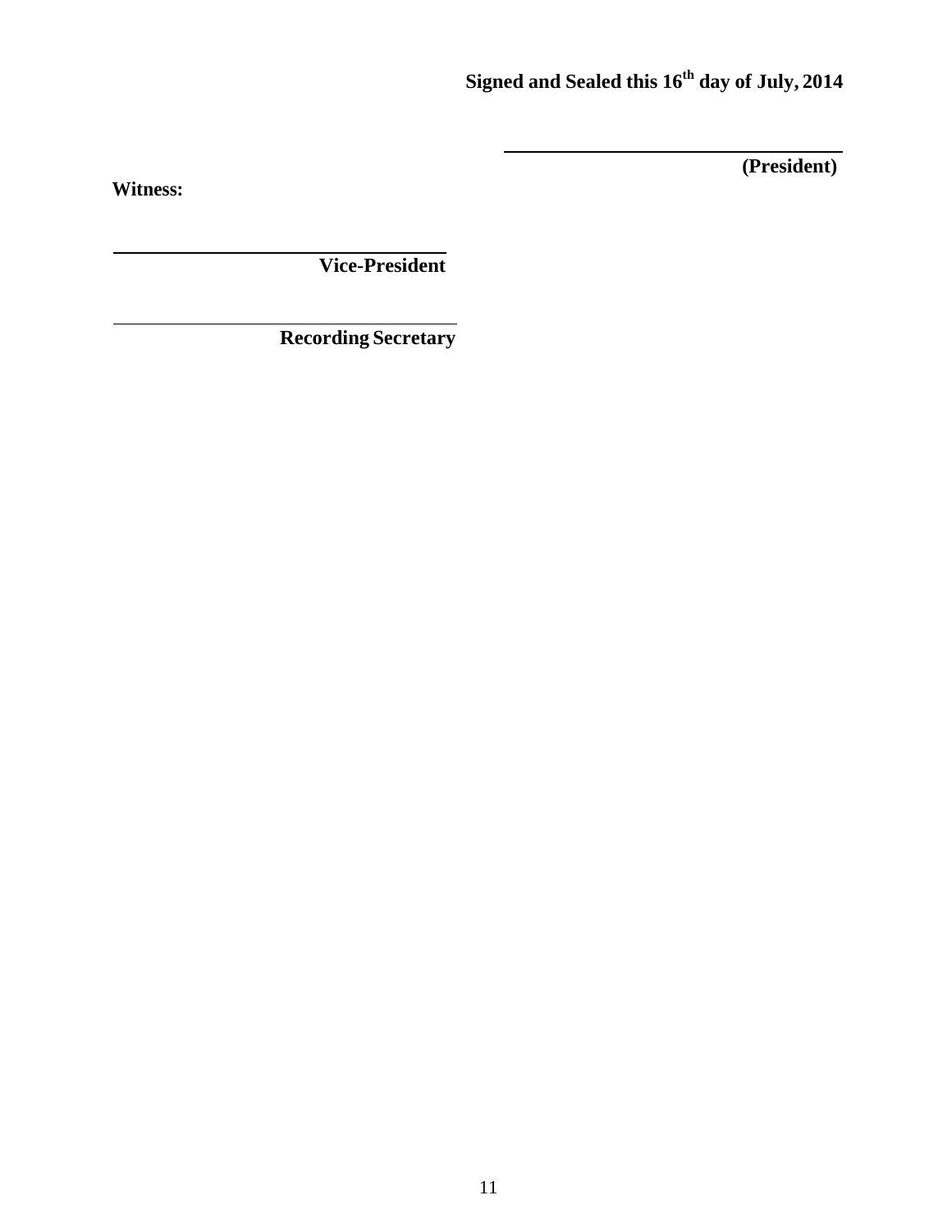**Signed and Sealed this 16th day of July, 2014**

\_\_\_\_\_\_\_\_\_\_\_\_\_\_\_\_\_\_\_\_\_\_\_\_\_\_\_\_\_\_

**(President)**

**Witness:**

\_\_\_\_\_\_\_\_\_\_\_\_\_\_\_\_\_\_\_\_\_\_\_\_\_\_\_\_\_\_

**Vice-President**

\_\_\_\_\_\_\_\_\_\_\_\_\_\_\_\_\_\_\_\_\_\_\_\_\_\_\_\_\_\_

**Recording Secretary**